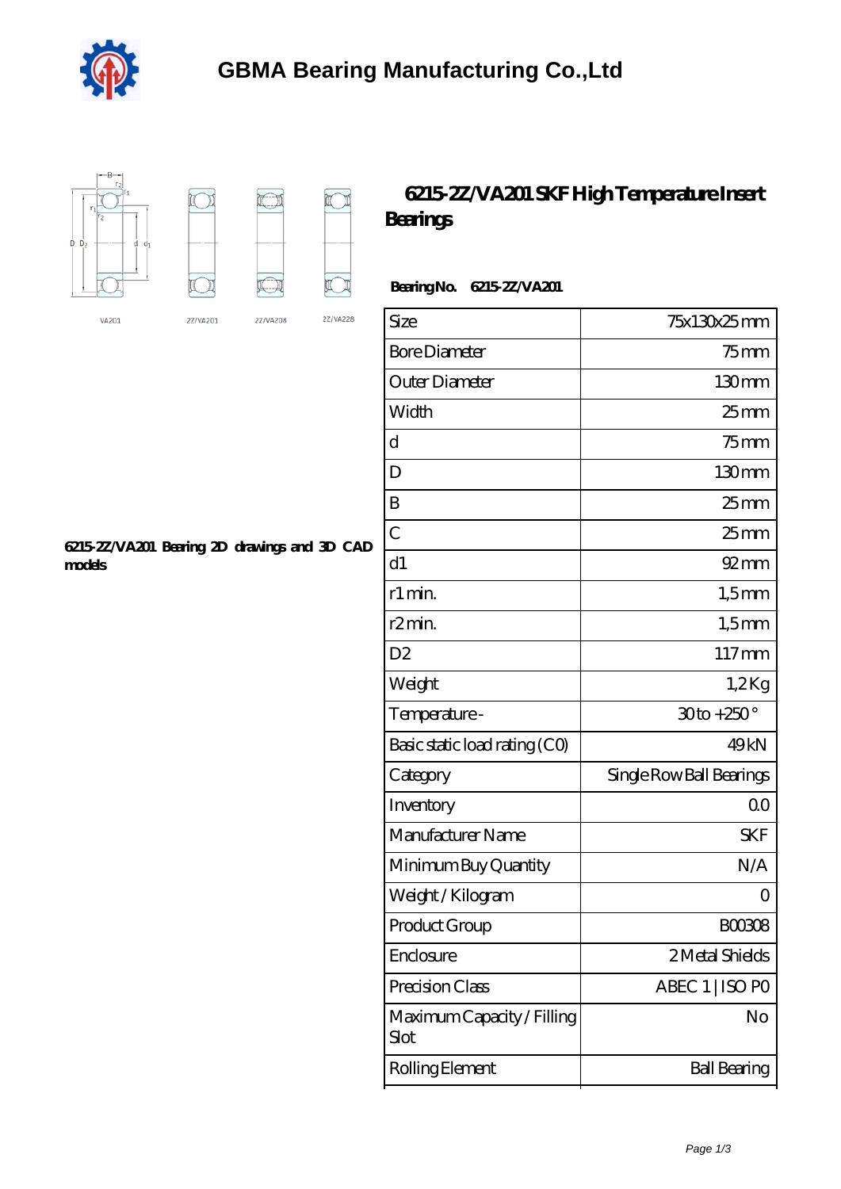# GBMA Bearing Manufacturing Co.,Ltd

VA201 2Z/VA201 2Z/VA208 2Z/VA228

## 6215-2Z/VA201 SKF High Temperature Insert Bearings

**Bearing No. 6215-2Z/VA201**

| Size | 75x130x25 mm |
|---|---|
| Bore Diameter | 75 mm |
| Outer Diameter | 130 mm |
| Width | 25 mm |
| d | 75 mm |
| D | 130 mm |
| B | 25 mm |
| C | 25 mm |
| d1 | 92 mm |
| r1 min. | 1,5 mm |
| r2 min. | 1,5 mm |
| D2 | 117 mm |
| Weight | 1,2 Kg |
| Temperature - | 30 to +250 ° |
| Basic static load rating (C0) | 49 kN |
| Category | Single Row Ball Bearings |
| Inventory | 0.0 |
| Manufacturer Name | SKF |
| Minimum Buy Quantity | N/A |
| Weight / Kilogram | 0 |
| Product Group | B00308 |
| Enclosure | 2 Metal Shields |
| Precision Class | ABEC 1 \| ISO P0 |
| Maximum Capacity / Filling Slot | No |
| Rolling Element | Ball Bearing |

**6215-2Z/VA201 Bearing 2D drawings and 3D CAD models**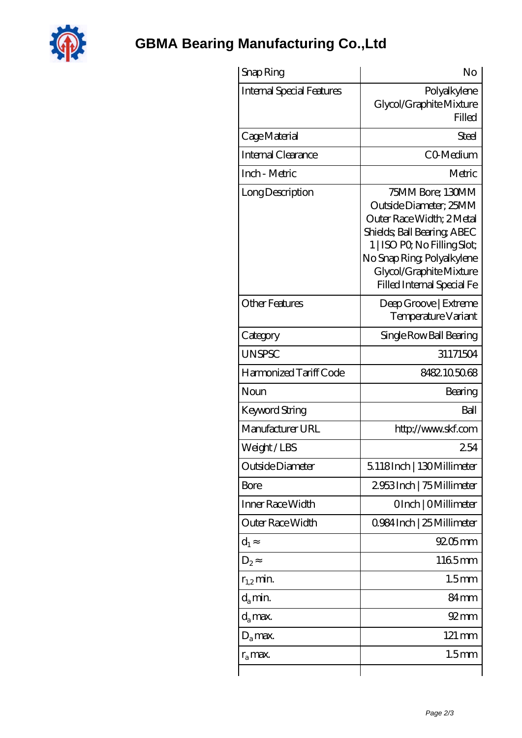# GBMA Bearing Manufacturing Co.,Ltd

| | |
|---|---|
| Snap Ring | No |
| Internal Special Features | Polyalkylene Glycol/Graphite Mixture Filled |
| Cage Material | Steel |
| Internal Clearance | C0-Medium |
| Inch - Metric | Metric |
| Long Description | 75MM Bore; 130MM Outside Diameter; 25MM Outer Race Width; 2 Metal Shields; Ball Bearing; ABEC 1 \| ISO P0; No Filling Slot; No Snap Ring; Polyalkylene Glycol/Graphite Mixture Filled Internal Special Fe |
| Other Features | Deep Groove \| Extreme Temperature Variant |
| Category | Single Row Ball Bearing |
| UNSPSC | 31171504 |
| Harmonized Tariff Code | 8482.10.50.68 |
| Noun | Bearing |
| Keyword String | Ball |
| Manufacturer URL | http://www.skf.com |
| Weight / LBS | 2.54 |
| Outside Diameter | 5.118 Inch \| 130 Millimeter |
| Bore | 2.953 Inch \| 75 Millimeter |
| Inner Race Width | 0 Inch \| 0 Millimeter |
| Outer Race Width | 0.984 Inch \| 25 Millimeter |
| $d_1 \approx$ | 92.05 mm |
| $D_2 \approx$ | 116.5 mm |
| $r_{1,2}$ min. | 1.5 mm |
| $d_a$ min. | 84 mm |
| $d_a$ max. | 92 mm |
| $D_a$ max. | 121 mm |
| $r_a$ max. | 1.5 mm |
| | |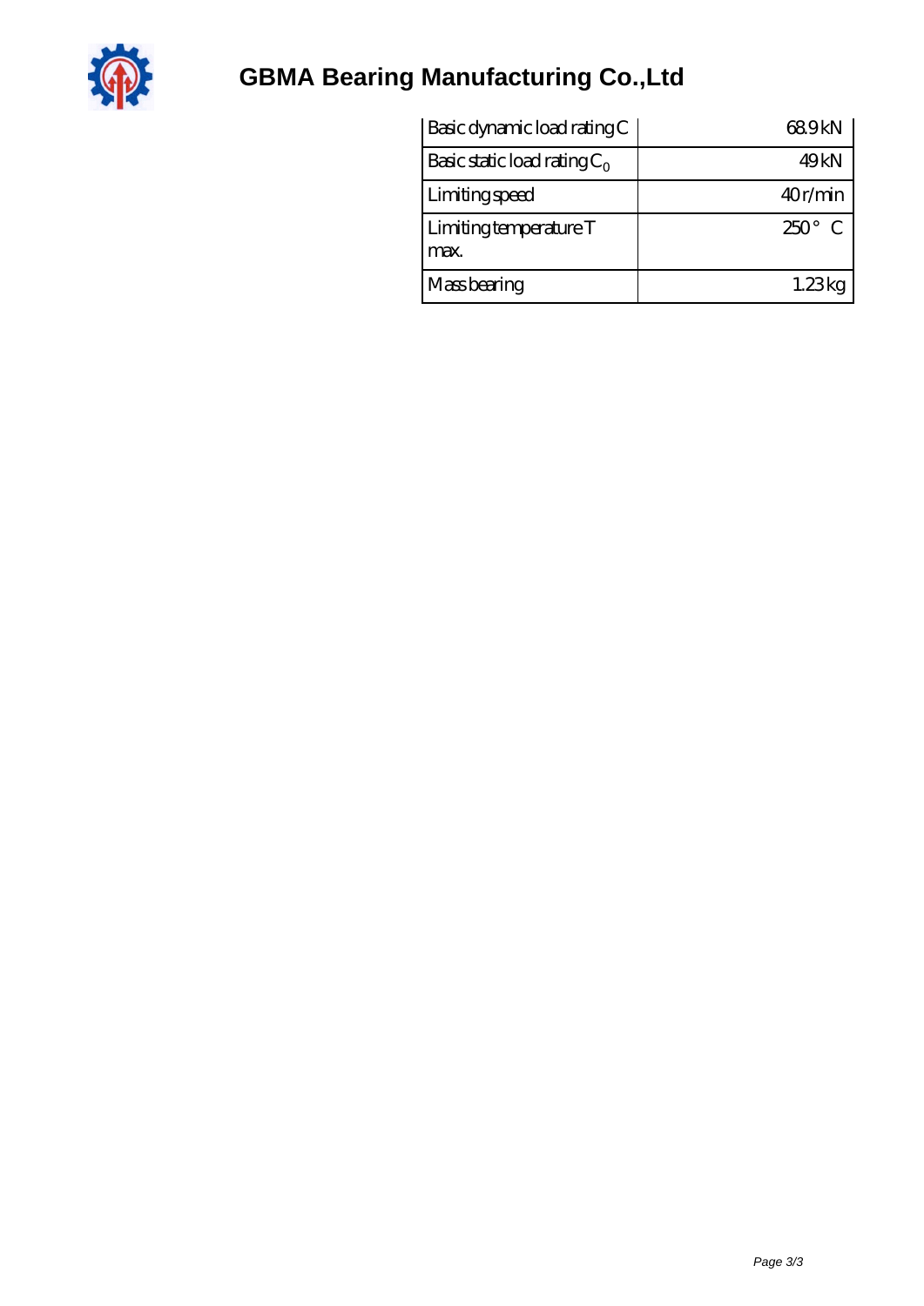| | |
|---|---|
| Basic dynamic load rating C | 68.9 kN |
| Basic static load rating $C_0$ | 49 kN |
| Limiting speed | 40 r/min |
| Limiting temperature T max. | 250 ° C |
| Mass bearing | 1.23 kg |